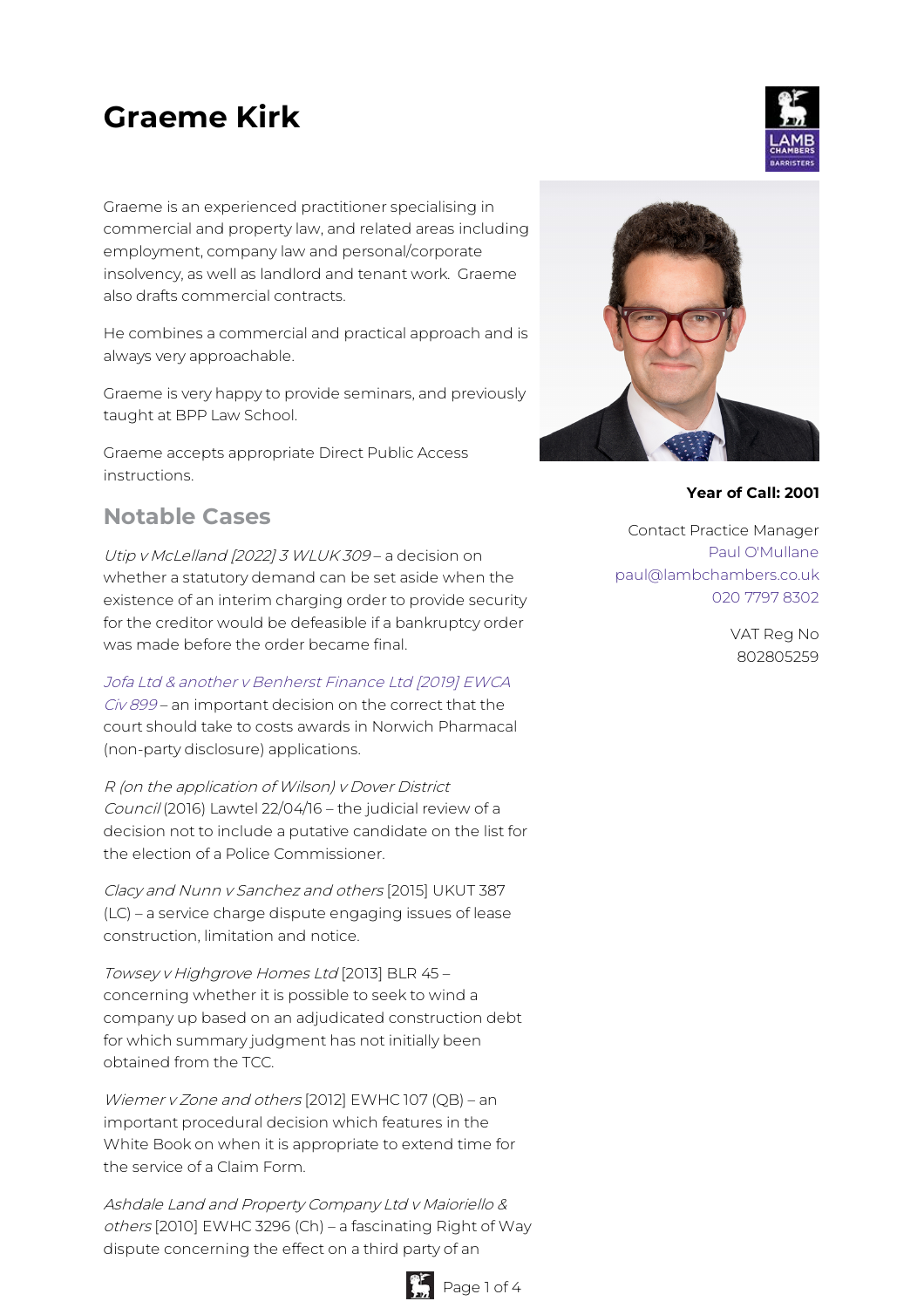# Graeme Kirk

Graeme is an experienced practitioner specialising in commercial and property law, and related areas including employment, company law and personal/corporate insolvency, as well as landlord and tenant work. Graeme also drafts commercial contracts.

He combines a commercial and practical approach and is always very approachable.

Graeme is very happy to provide seminars, and previously taught at BPP Law School.

Graeme accepts appropriate Direct Public Access instructions.

**Year of Call: 2001**

Contact Practice Manager
Paul O'Mullane
paul@lambchambers.co.uk
020 7797 8302

VAT Reg No
802805259

## Notable Cases

*Utip v McLelland [2022] 3 WLUK 309* – a decision on whether a statutory demand can be set aside when the existence of an interim charging order to provide security for the creditor would be defeasible if a bankruptcy order was made before the order became final.

*Jofa Ltd & another v Benherst Finance Ltd [2019] EWCA Civ 899* – an important decision on the correct that the court should take to costs awards in Norwich Pharmacal (non-party disclosure) applications.

*R (on the application of Wilson) v Dover District Council* (2016) Lawtel 22/04/16 – the judicial review of a decision not to include a putative candidate on the list for the election of a Police Commissioner.

*Clacy and Nunn v Sanchez and others* [2015] UKUT 387 (LC) – a service charge dispute engaging issues of lease construction, limitation and notice.

*Towsey v Highgrove Homes Ltd* [2013] BLR 45 – concerning whether it is possible to seek to wind a company up based on an adjudicated construction debt for which summary judgment has not initially been obtained from the TCC.

*Wiemer v Zone and others* [2012] EWHC 107 (QB) – an important procedural decision which features in the White Book on when it is appropriate to extend time for the service of a Claim Form.

*Ashdale Land and Property Company Ltd v Maioriello & others* [2010] EWHC 3296 (Ch) – a fascinating Right of Way dispute concerning the effect on a third party of an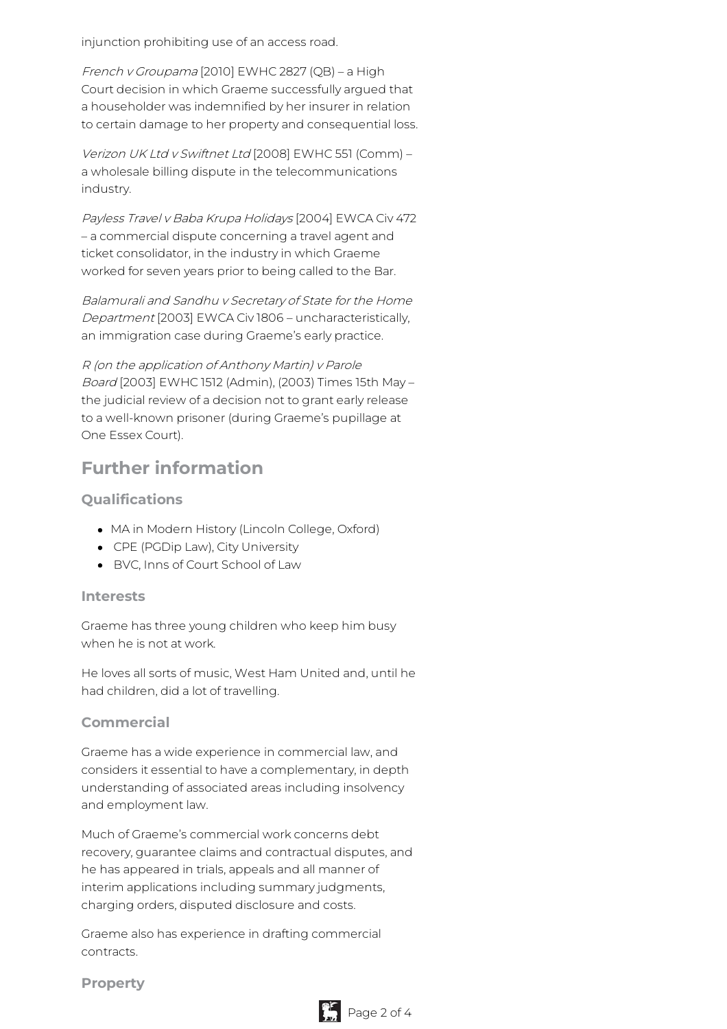injunction prohibiting use of an access road.

*French v Groupama* [2010] EWHC 2827 (QB) – a High Court decision in which Graeme successfully argued that a householder was indemnified by her insurer in relation to certain damage to her property and consequential loss.

*Verizon UK Ltd v Swiftnet Ltd* [2008] EWHC 551 (Comm) – a wholesale billing dispute in the telecommunications industry.

*Payless Travel v Baba Krupa Holidays* [2004] EWCA Civ 472 – a commercial dispute concerning a travel agent and ticket consolidator, in the industry in which Graeme worked for seven years prior to being called to the Bar.

*Balamurali and Sandhu v Secretary of State for the Home Department* [2003] EWCA Civ 1806 – uncharacteristically, an immigration case during Graeme's early practice.

*R (on the application of Anthony Martin) v Parole Board* [2003] EWHC 1512 (Admin), (2003) Times 15th May – the judicial review of a decision not to grant early release to a well-known prisoner (during Graeme's pupillage at One Essex Court).

## Further information

### Qualifications

- MA in Modern History (Lincoln College, Oxford)
- CPE (PGDip Law), City University
- BVC, Inns of Court School of Law

### Interests

Graeme has three young children who keep him busy when he is not at work.

He loves all sorts of music, West Ham United and, until he had children, did a lot of travelling.

### Commercial

Graeme has a wide experience in commercial law, and considers it essential to have a complementary, in depth understanding of associated areas including insolvency and employment law.

Much of Graeme's commercial work concerns debt recovery, guarantee claims and contractual disputes, and he has appeared in trials, appeals and all manner of interim applications including summary judgments, charging orders, disputed disclosure and costs.

Graeme also has experience in drafting commercial contracts.

### Property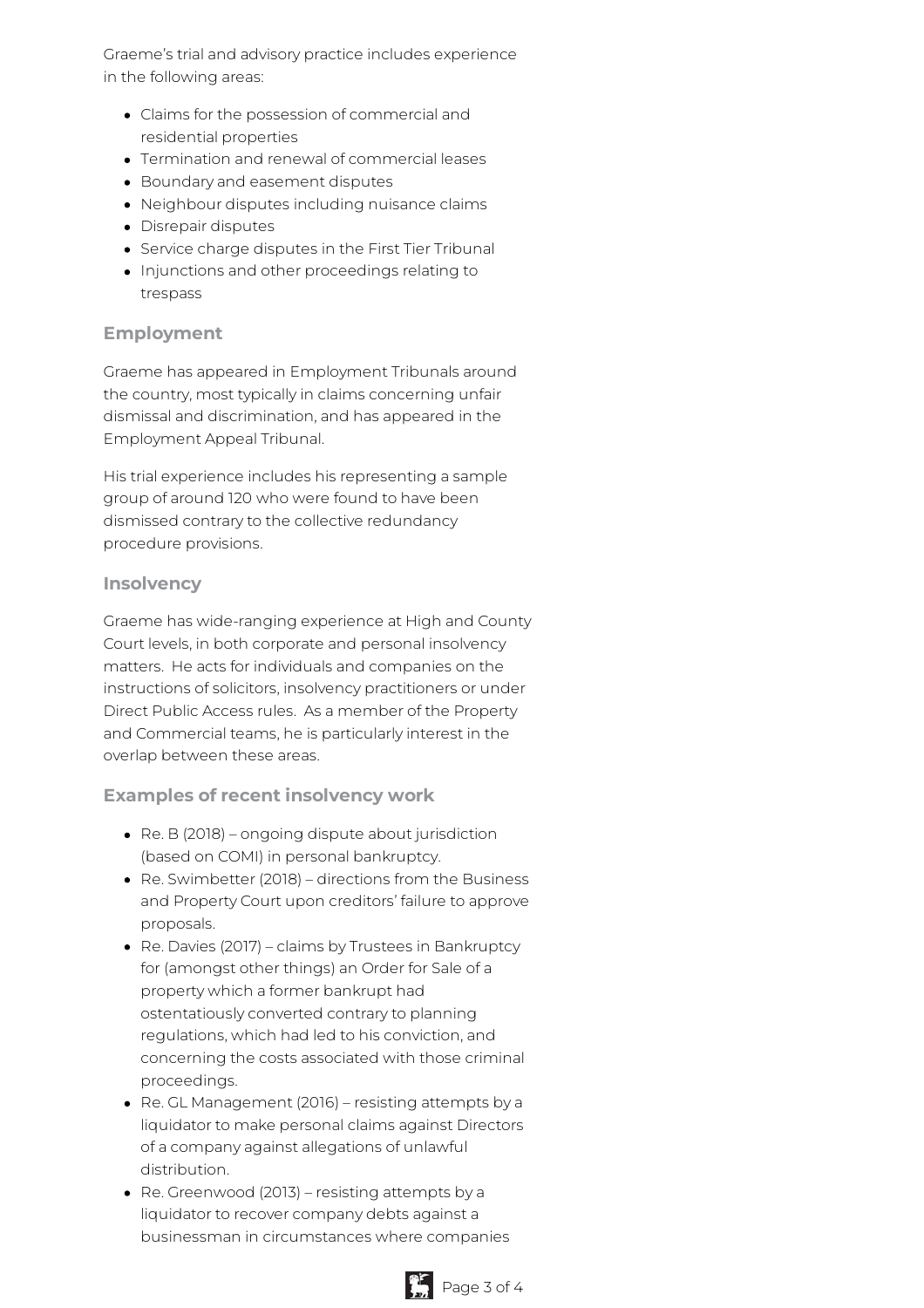Graeme's trial and advisory practice includes experience in the following areas:

- Claims for the possession of commercial and residential properties
- Termination and renewal of commercial leases
- Boundary and easement disputes
- Neighbour disputes including nuisance claims
- Disrepair disputes
- Service charge disputes in the First Tier Tribunal
- Injunctions and other proceedings relating to trespass

### Employment

Graeme has appeared in Employment Tribunals around the country, most typically in claims concerning unfair dismissal and discrimination, and has appeared in the Employment Appeal Tribunal.

His trial experience includes his representing a sample group of around 120 who were found to have been dismissed contrary to the collective redundancy procedure provisions.

### Insolvency

Graeme has wide-ranging experience at High and County Court levels, in both corporate and personal insolvency matters. He acts for individuals and companies on the instructions of solicitors, insolvency practitioners or under Direct Public Access rules. As a member of the Property and Commercial teams, he is particularly interest in the overlap between these areas.

### Examples of recent insolvency work

- Re. B (2018) – ongoing dispute about jurisdiction (based on COMI) in personal bankruptcy.
- Re. Swimbetter (2018) – directions from the Business and Property Court upon creditors' failure to approve proposals.
- Re. Davies (2017) – claims by Trustees in Bankruptcy for (amongst other things) an Order for Sale of a property which a former bankrupt had ostentatiously converted contrary to planning regulations, which had led to his conviction, and concerning the costs associated with those criminal proceedings.
- Re. GL Management (2016) – resisting attempts by a liquidator to make personal claims against Directors of a company against allegations of unlawful distribution.
- Re. Greenwood (2013) – resisting attempts by a liquidator to recover company debts against a businessman in circumstances where companies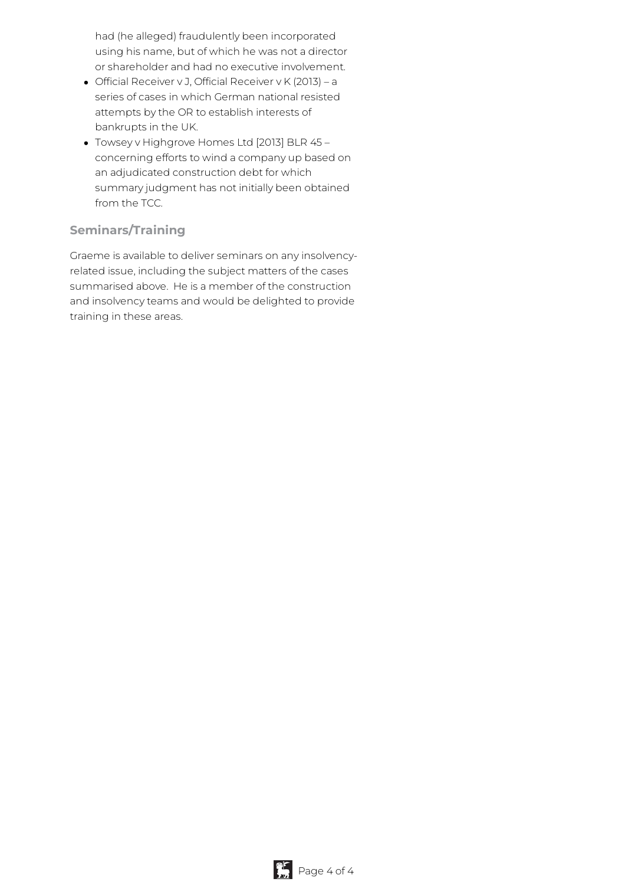had (he alleged) fraudulently been incorporated using his name, but of which he was not a director or shareholder and had no executive involvement.

- Official Receiver v J, Official Receiver v K (2013) – a series of cases in which German national resisted attempts by the OR to establish interests of bankrupts in the UK.
- Towsey v Highgrove Homes Ltd [2013] BLR 45 – concerning efforts to wind a company up based on an adjudicated construction debt for which summary judgment has not initially been obtained from the TCC.

## Seminars/Training

Graeme is available to deliver seminars on any insolvency-related issue, including the subject matters of the cases summarised above. He is a member of the construction and insolvency teams and would be delighted to provide training in these areas.